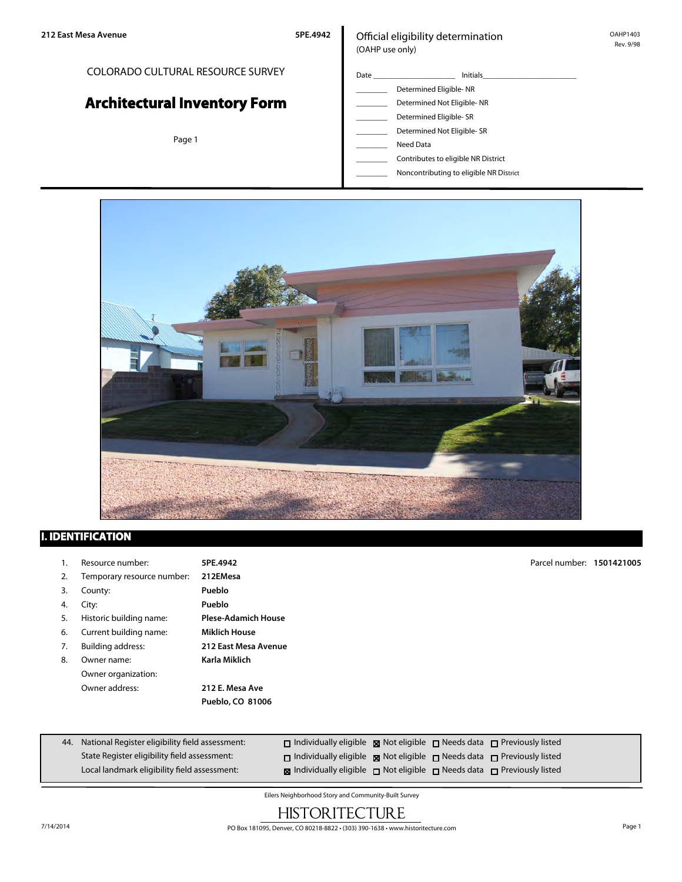212 East Mesa Avenue 5PE.4942

COLORADO CULTURAL RESOURCE SURVEY

# Architectural Inventory Form

Official eligibility determination
(OAHP use only)

OAHP1403
Rev. 9/98

Date ____________ Initials____________

- ________ Determined Eligible- NR
- ________ Determined Not Eligible- NR
- ________ Determined Eligible- SR
- ________ Determined Not Eligible- SR
- ________ Need Data
- ________ Contributes to eligible NR District
- ________ Noncontributing to eligible NR District

## I. IDENTIFICATION

1. Resource number: **5PE.4942**
2. Temporary resource number: **212EMesa**
3. County: **Pueblo**
4. City: **Pueblo**
5. Historic building name: **Plese-Adamich House**
6. Current building name: **Miklich House**
7. Building address: **212 East Mesa Avenue**
8. Owner name: **Karla Miklich**
   Owner organization:
   Owner address: **212 E. Mesa Ave**
   **Pueblo, CO 81006**

Parcel number: **1501421005**

| 44. | | | | |
|---|---|---|---|---|
| National Register eligibility field assessment: | ☐ Individually eligible | ☒ Not eligible | ☐ Needs data | ☐ Previously listed |
| State Register eligibility field assessment: | ☐ Individually eligible | ☒ Not eligible | ☐ Needs data | ☐ Previously listed |
| Local landmark eligibility field assessment: | ☒ Individually eligible | ☐ Not eligible | ☐ Needs data | ☐ Previously listed |

Eilers Neighborhood Story and Community-Built Survey

HISTORITECTURE

PO Box 181095, Denver, CO 80218-8822 • (303) 390-1638 • www.historitecture.com

7/14/2014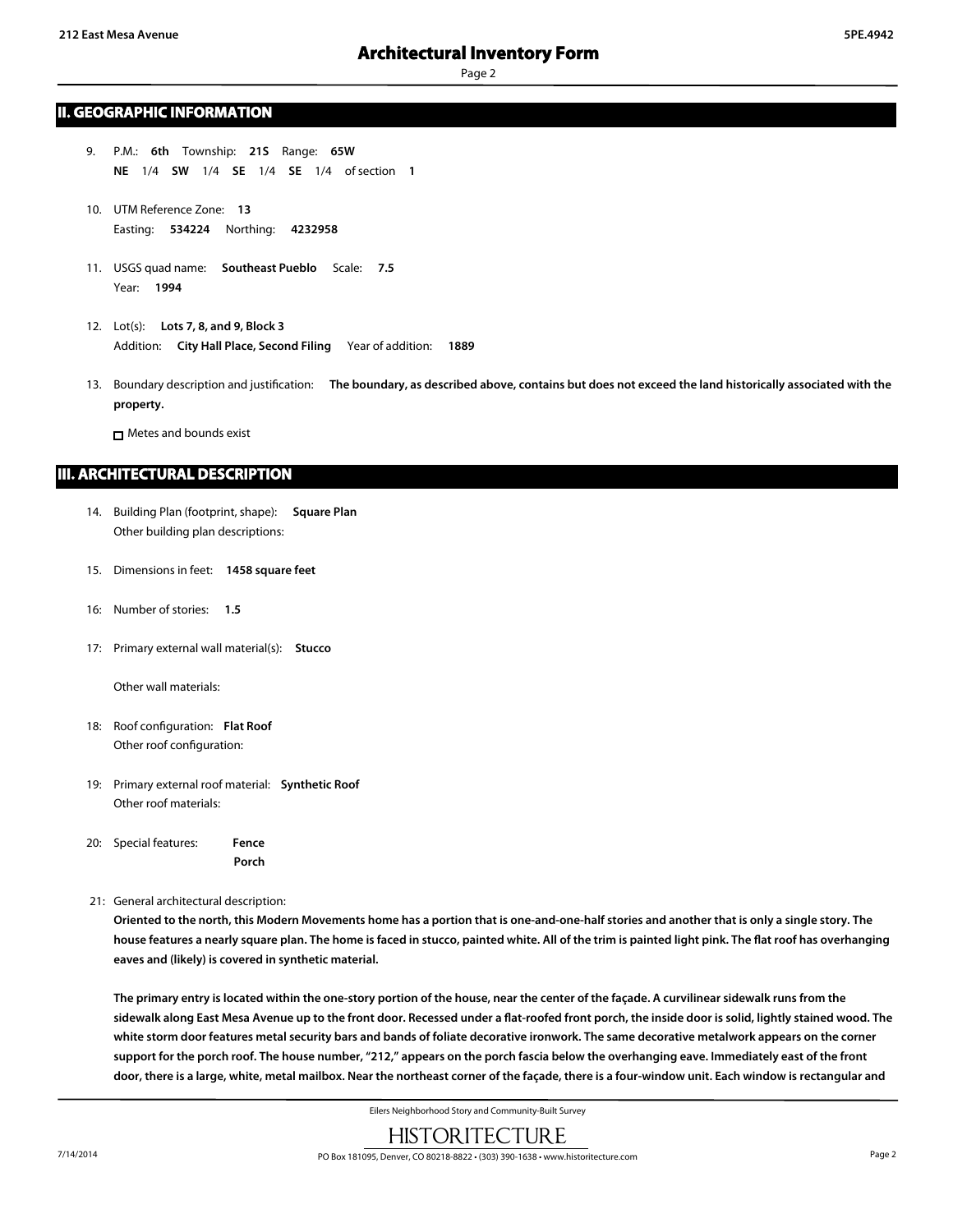## II. GEOGRAPHIC INFORMATION

9. P.M.: **6th** Township: **21S** Range: **65W**
   **NE** 1/4 **SW** 1/4 **SE** 1/4 **SE** 1/4 of section **1**

10. UTM Reference Zone: **13**
    Easting: **534224** Northing: **4232958**

11. USGS quad name: **Southeast Pueblo** Scale: **7.5**
    Year: **1994**

12. Lot(s): **Lots 7, 8, and 9, Block 3**
    Addition: **City Hall Place, Second Filing** Year of addition: **1889**

13. Boundary description and justification: **The boundary, as described above, contains but does not exceed the land historically associated with the property.**

    ☐ Metes and bounds exist

## III. ARCHITECTURAL DESCRIPTION

14. Building Plan (footprint, shape): **Square Plan**
    Other building plan descriptions:

15. Dimensions in feet: **1458 square feet**

16: Number of stories: **1.5**

17: Primary external wall material(s): **Stucco**

    Other wall materials:

18: Roof configuration: **Flat Roof**
    Other roof configuration:

19: Primary external roof material: **Synthetic Roof**
    Other roof materials:

20: Special features: **Fence**
    **Porch**

21: General architectural description:

**Oriented to the north, this Modern Movements home has a portion that is one-and-one-half stories and another that is only a single story. The house features a nearly square plan. The home is faced in stucco, painted white. All of the trim is painted light pink. The flat roof has overhanging eaves and (likely) is covered in synthetic material.**

**The primary entry is located within the one-story portion of the house, near the center of the façade. A curvilinear sidewalk runs from the sidewalk along East Mesa Avenue up to the front door. Recessed under a flat-roofed front porch, the inside door is solid, lightly stained wood. The white storm door features metal security bars and bands of foliate decorative ironwork. The same decorative metalwork appears on the corner support for the porch roof. The house number, "212," appears on the porch fascia below the overhanging eave. Immediately east of the front door, there is a large, white, metal mailbox. Near the northeast corner of the façade, there is a four-window unit. Each window is rectangular and**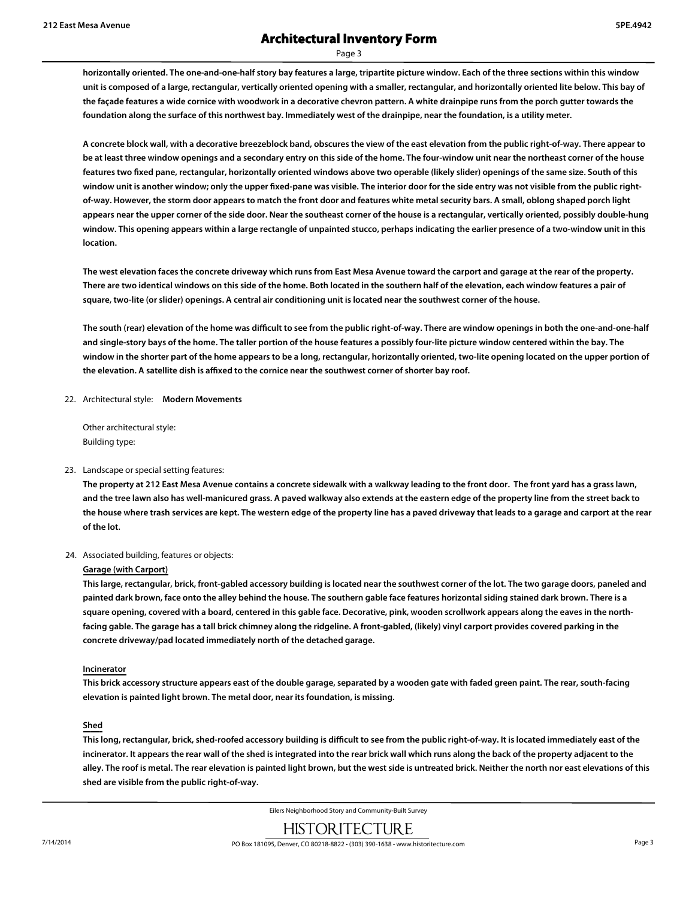horizontally oriented. The one-and-one-half story bay features a large, tripartite picture window. Each of the three sections within this window unit is composed of a large, rectangular, vertically oriented opening with a smaller, rectangular, and horizontally oriented lite below. This bay of the façade features a wide cornice with woodwork in a decorative chevron pattern. A white drainpipe runs from the porch gutter towards the foundation along the surface of this northwest bay. Immediately west of the drainpipe, near the foundation, is a utility meter.

A concrete block wall, with a decorative breezeblock band, obscures the view of the east elevation from the public right-of-way. There appear to be at least three window openings and a secondary entry on this side of the home. The four-window unit near the northeast corner of the house features two fixed pane, rectangular, horizontally oriented windows above two operable (likely slider) openings of the same size. South of this window unit is another window; only the upper fixed-pane was visible. The interior door for the side entry was not visible from the public right-of-way. However, the storm door appears to match the front door and features white metal security bars. A small, oblong shaped porch light appears near the upper corner of the side door. Near the southeast corner of the house is a rectangular, vertically oriented, possibly double-hung window. This opening appears within a large rectangle of unpainted stucco, perhaps indicating the earlier presence of a two-window unit in this location.

The west elevation faces the concrete driveway which runs from East Mesa Avenue toward the carport and garage at the rear of the property. There are two identical windows on this side of the home. Both located in the southern half of the elevation, each window features a pair of square, two-lite (or slider) openings. A central air conditioning unit is located near the southwest corner of the house.

The south (rear) elevation of the home was difficult to see from the public right-of-way. There are window openings in both the one-and-one-half and single-story bays of the home. The taller portion of the house features a possibly four-lite picture window centered within the bay. The window in the shorter part of the home appears to be a long, rectangular, horizontally oriented, two-lite opening located on the upper portion of the elevation. A satellite dish is affixed to the cornice near the southwest corner of shorter bay roof.

22. Architectural style: **Modern Movements**

    Other architectural style:
    Building type:

23. Landscape or special setting features:

    **The property at 212 East Mesa Avenue contains a concrete sidewalk with a walkway leading to the front door. The front yard has a grass lawn, and the tree lawn also has well-manicured grass. A paved walkway also extends at the eastern edge of the property line from the street back to the house where trash services are kept. The western edge of the property line has a paved driveway that leads to a garage and carport at the rear of the lot.**

24. Associated building, features or objects:

    **Garage (with Carport)**

    **This large, rectangular, brick, front-gabled accessory building is located near the southwest corner of the lot. The two garage doors, paneled and painted dark brown, face onto the alley behind the house. The southern gable face features horizontal siding stained dark brown. There is a square opening, covered with a board, centered in this gable face. Decorative, pink, wooden scrollwork appears along the eaves in the north-facing gable. The garage has a tall brick chimney along the ridgeline. A front-gabled, (likely) vinyl carport provides covered parking in the concrete driveway/pad located immediately north of the detached garage.**

    **Incinerator**

    **This brick accessory structure appears east of the double garage, separated by a wooden gate with faded green paint. The rear, south-facing elevation is painted light brown. The metal door, near its foundation, is missing.**

    **Shed**

    **This long, rectangular, brick, shed-roofed accessory building is difficult to see from the public right-of-way. It is located immediately east of the incinerator. It appears the rear wall of the shed is integrated into the rear brick wall which runs along the back of the property adjacent to the alley. The roof is metal. The rear elevation is painted light brown, but the west side is untreated brick. Neither the north nor east elevations of this shed are visible from the public right-of-way.**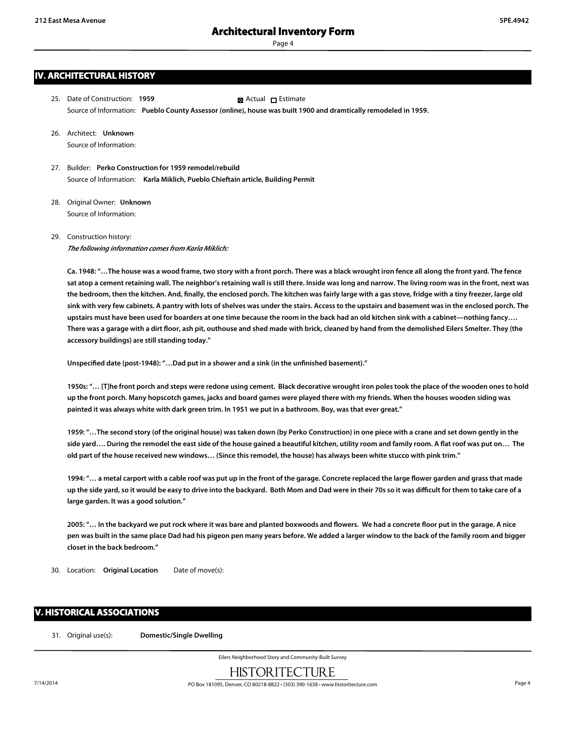## IV. ARCHITECTURAL HISTORY

25. Date of Construction: **1959** ☒ Actual ☐ Estimate
    Source of Information: **Pueblo County Assessor (online), house was built 1900 and dramtically remodeled in 1959.**

26. Architect: **Unknown**
    Source of Information:

27. Builder: **Perko Construction for 1959 remodel/rebuild**
    Source of Information: **Karla Miklich, Pueblo Chieftain article, Building Permit**

28. Original Owner: **Unknown**
    Source of Information:

29. Construction history:
    *The following information comes from Karla Miklich:*

    **Ca. 1948: "…The house was a wood frame, two story with a front porch. There was a black wrought iron fence all along the front yard. The fence sat atop a cement retaining wall. The neighbor's retaining wall is still there. Inside was long and narrow. The living room was in the front, next was the bedroom, then the kitchen. And, finally, the enclosed porch. The kitchen was fairly large with a gas stove, fridge with a tiny freezer, large old sink with very few cabinets. A pantry with lots of shelves was under the stairs. Access to the upstairs and basement was in the enclosed porch. The upstairs must have been used for boarders at one time because the room in the back had an old kitchen sink with a cabinet—nothing fancy…. There was a garage with a dirt floor, ash pit, outhouse and shed made with brick, cleaned by hand from the demolished Eilers Smelter. They (the accessory buildings) are still standing today."**

    **Unspecified date (post-1948): "…Dad put in a shower and a sink (in the unfinished basement)."**

    **1950s: "… [T]he front porch and steps were redone using cement. Black decorative wrought iron poles took the place of the wooden ones to hold up the front porch. Many hopscotch games, jacks and board games were played there with my friends. When the houses wooden siding was painted it was always white with dark green trim. In 1951 we put in a bathroom. Boy, was that ever great."**

    **1959: "…The second story (of the original house) was taken down (by Perko Construction) in one piece with a crane and set down gently in the side yard…. During the remodel the east side of the house gained a beautiful kitchen, utility room and family room. A flat roof was put on… The old part of the house received new windows… (Since this remodel, the house) has always been white stucco with pink trim."**

    **1994: "… a metal carport with a cable roof was put up in the front of the garage. Concrete replaced the large flower garden and grass that made up the side yard, so it would be easy to drive into the backyard. Both Mom and Dad were in their 70s so it was difficult for them to take care of a large garden. It was a good solution."**

    **2005: "… In the backyard we put rock where it was bare and planted boxwoods and flowers. We had a concrete floor put in the garage. A nice pen was built in the same place Dad had his pigeon pen many years before. We added a larger window to the back of the family room and bigger closet in the back bedroom."**

30. Location: **Original Location** Date of move(s):

## V. HISTORICAL ASSOCIATIONS

31. Original use(s): **Domestic/Single Dwelling**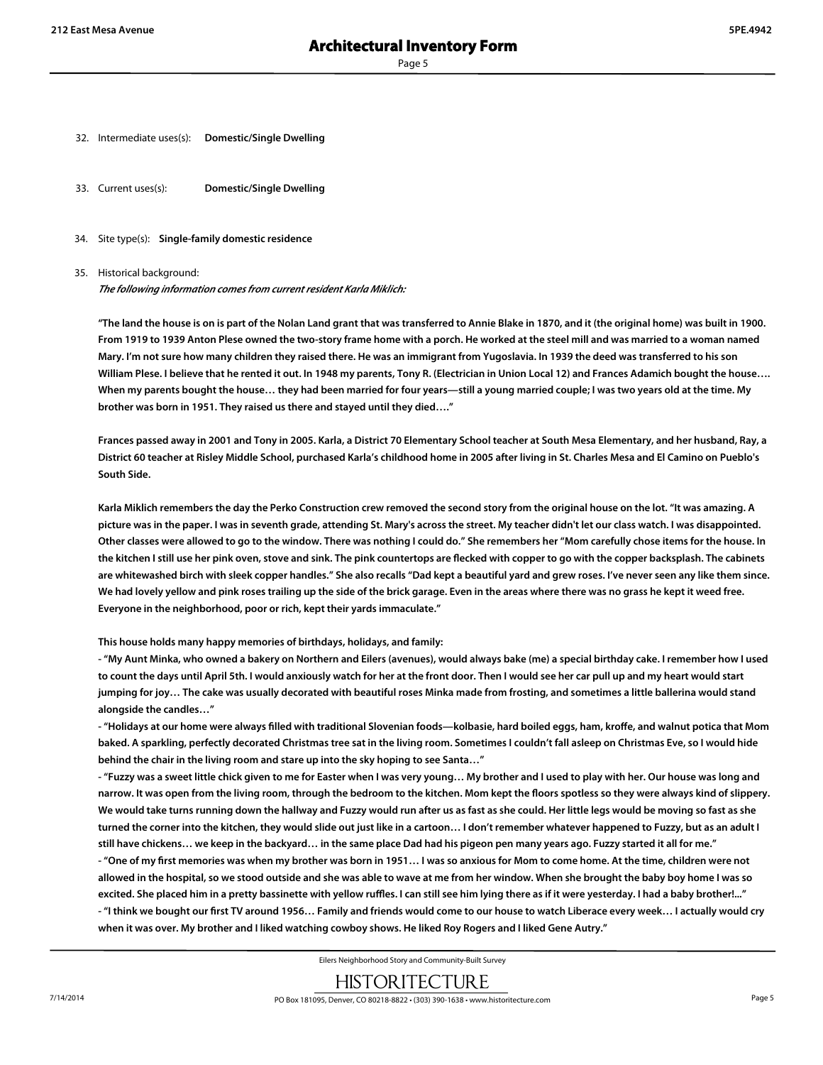32. Intermediate uses(s): **Domestic/Single Dwelling**

33. Current uses(s): **Domestic/Single Dwelling**

34. Site type(s): **Single-family domestic residence**

35. Historical background:

*The following information comes from current resident Karla Miklich:*

**"The land the house is on is part of the Nolan Land grant that was transferred to Annie Blake in 1870, and it (the original home) was built in 1900. From 1919 to 1939 Anton Plese owned the two-story frame home with a porch. He worked at the steel mill and was married to a woman named Mary. I'm not sure how many children they raised there. He was an immigrant from Yugoslavia. In 1939 the deed was transferred to his son William Plese. I believe that he rented it out. In 1948 my parents, Tony R. (Electrician in Union Local 12) and Frances Adamich bought the house…. When my parents bought the house… they had been married for four years—still a young married couple; I was two years old at the time. My brother was born in 1951. They raised us there and stayed until they died…."**

**Frances passed away in 2001 and Tony in 2005. Karla, a District 70 Elementary School teacher at South Mesa Elementary, and her husband, Ray, a District 60 teacher at Risley Middle School, purchased Karla's childhood home in 2005 after living in St. Charles Mesa and El Camino on Pueblo's South Side.**

**Karla Miklich remembers the day the Perko Construction crew removed the second story from the original house on the lot. "It was amazing. A picture was in the paper. I was in seventh grade, attending St. Mary's across the street. My teacher didn't let our class watch. I was disappointed. Other classes were allowed to go to the window. There was nothing I could do." She remembers her "Mom carefully chose items for the house. In the kitchen I still use her pink oven, stove and sink. The pink countertops are flecked with copper to go with the copper backsplash. The cabinets are whitewashed birch with sleek copper handles." She also recalls "Dad kept a beautiful yard and grew roses. I've never seen any like them since. We had lovely yellow and pink roses trailing up the side of the brick garage. Even in the areas where there was no grass he kept it weed free. Everyone in the neighborhood, poor or rich, kept their yards immaculate."**

**This house holds many happy memories of birthdays, holidays, and family:**

**- "My Aunt Minka, who owned a bakery on Northern and Eilers (avenues), would always bake (me) a special birthday cake. I remember how I used to count the days until April 5th. I would anxiously watch for her at the front door. Then I would see her car pull up and my heart would start jumping for joy… The cake was usually decorated with beautiful roses Minka made from frosting, and sometimes a little ballerina would stand alongside the candles…"**

**- "Holidays at our home were always filled with traditional Slovenian foods—kolbasie, hard boiled eggs, ham, kroffe, and walnut potica that Mom baked. A sparkling, perfectly decorated Christmas tree sat in the living room. Sometimes I couldn't fall asleep on Christmas Eve, so I would hide behind the chair in the living room and stare up into the sky hoping to see Santa…"**

**- "Fuzzy was a sweet little chick given to me for Easter when I was very young… My brother and I used to play with her. Our house was long and narrow. It was open from the living room, through the bedroom to the kitchen. Mom kept the floors spotless so they were always kind of slippery. We would take turns running down the hallway and Fuzzy would run after us as fast as she could. Her little legs would be moving so fast as she turned the corner into the kitchen, they would slide out just like in a cartoon… I don't remember whatever happened to Fuzzy, but as an adult I still have chickens… we keep in the backyard… in the same place Dad had his pigeon pen many years ago. Fuzzy started it all for me."**

**- "One of my first memories was when my brother was born in 1951… I was so anxious for Mom to come home. At the time, children were not allowed in the hospital, so we stood outside and she was able to wave at me from her window. When she brought the baby boy home I was so excited. She placed him in a pretty bassinette with yellow ruffles. I can still see him lying there as if it were yesterday. I had a baby brother!..."**

**- "I think we bought our first TV around 1956… Family and friends would come to our house to watch Liberace every week… I actually would cry when it was over. My brother and I liked watching cowboy shows. He liked Roy Rogers and I liked Gene Autry."**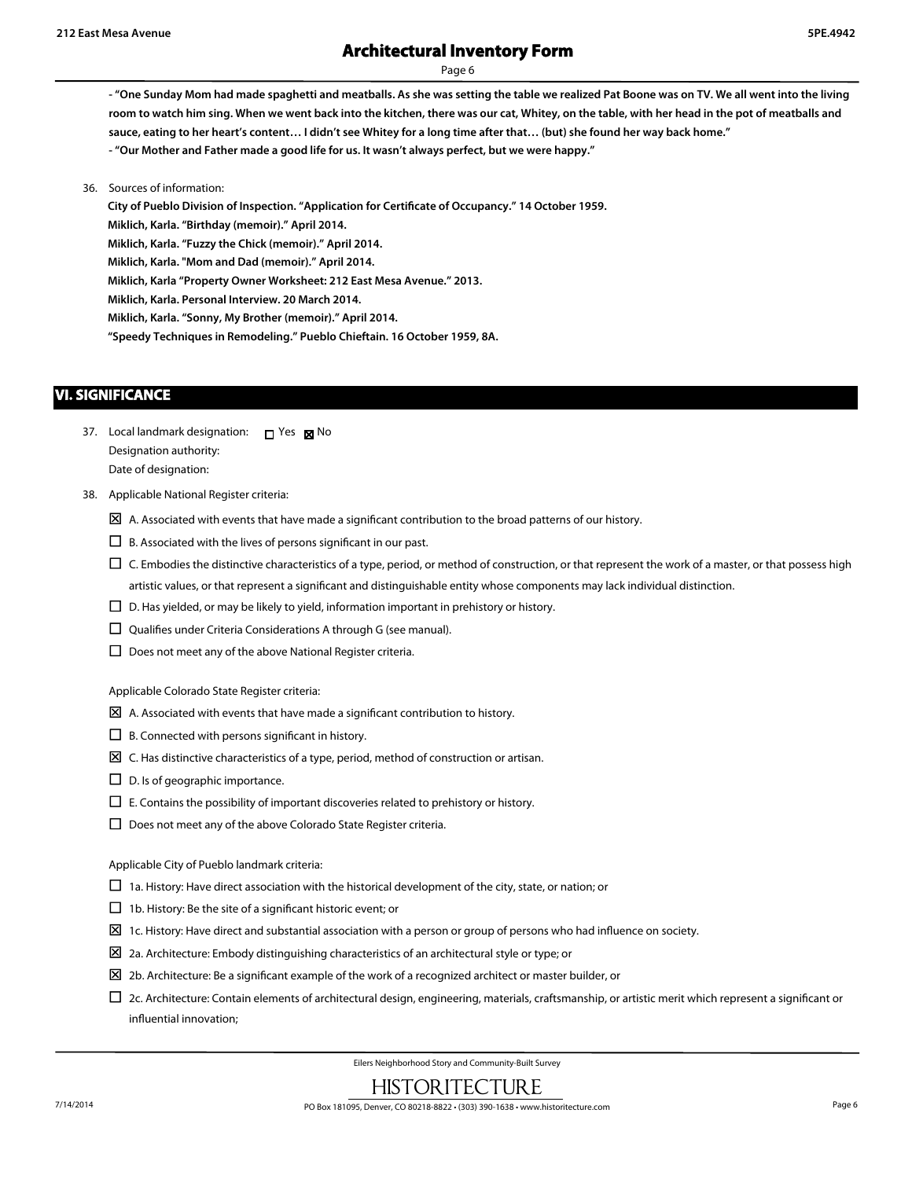- **"One Sunday Mom had made spaghetti and meatballs. As she was setting the table we realized Pat Boone was on TV. We all went into the living room to watch him sing. When we went back into the kitchen, there was our cat, Whitey, on the table, with her head in the pot of meatballs and sauce, eating to her heart's content… I didn't see Whitey for a long time after that… (but) she found her way back home."**
- **"Our Mother and Father made a good life for us. It wasn't always perfect, but we were happy."**

36. Sources of information:

**City of Pueblo Division of Inspection. "Application for Certificate of Occupancy." 14 October 1959.**
**Miklich, Karla. "Birthday (memoir)." April 2014.**
**Miklich, Karla. "Fuzzy the Chick (memoir)." April 2014.**
**Miklich, Karla. "Mom and Dad (memoir)." April 2014.**
**Miklich, Karla "Property Owner Worksheet: 212 East Mesa Avenue." 2013.**
**Miklich, Karla. Personal Interview. 20 March 2014.**
**Miklich, Karla. "Sonny, My Brother (memoir)." April 2014.**
**"Speedy Techniques in Remodeling." Pueblo Chieftain. 16 October 1959, 8A.**

## VI. SIGNIFICANCE

37. Local landmark designation: ☐ Yes ☒ No
Designation authority:
Date of designation:

38. Applicable National Register criteria:

☒ A. Associated with events that have made a significant contribution to the broad patterns of our history.
☐ B. Associated with the lives of persons significant in our past.
☐ C. Embodies the distinctive characteristics of a type, period, or method of construction, or that represent the work of a master, or that possess high artistic values, or that represent a significant and distinguishable entity whose components may lack individual distinction.
☐ D. Has yielded, or may be likely to yield, information important in prehistory or history.
☐ Qualifies under Criteria Considerations A through G (see manual).
☐ Does not meet any of the above National Register criteria.

Applicable Colorado State Register criteria:

☒ A. Associated with events that have made a significant contribution to history.
☐ B. Connected with persons significant in history.
☒ C. Has distinctive characteristics of a type, period, method of construction or artisan.
☐ D. Is of geographic importance.
☐ E. Contains the possibility of important discoveries related to prehistory or history.
☐ Does not meet any of the above Colorado State Register criteria.

Applicable City of Pueblo landmark criteria:

☐ 1a. History: Have direct association with the historical development of the city, state, or nation; or
☐ 1b. History: Be the site of a significant historic event; or
☒ 1c. History: Have direct and substantial association with a person or group of persons who had influence on society.
☒ 2a. Architecture: Embody distinguishing characteristics of an architectural style or type; or
☒ 2b. Architecture: Be a significant example of the work of a recognized architect or master builder, or
☐ 2c. Architecture: Contain elements of architectural design, engineering, materials, craftsmanship, or artistic merit which represent a significant or influential innovation;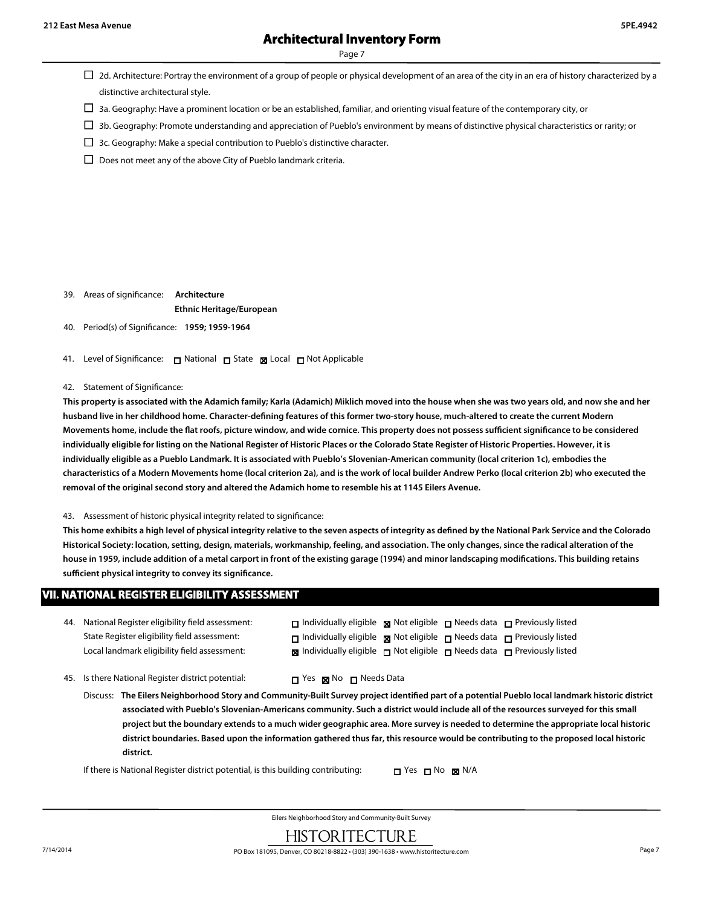- ☐ 2d. Architecture: Portray the environment of a group of people or physical development of an area of the city in an era of history characterized by a distinctive architectural style.
- ☐ 3a. Geography: Have a prominent location or be an established, familiar, and orienting visual feature of the contemporary city, or
- ☐ 3b. Geography: Promote understanding and appreciation of Pueblo's environment by means of distinctive physical characteristics or rarity; or
- ☐ 3c. Geography: Make a special contribution to Pueblo's distinctive character.
- ☐ Does not meet any of the above City of Pueblo landmark criteria.

39. Areas of significance: **Architecture**
**Ethnic Heritage/European**

40. Period(s) of Significance: **1959; 1959-1964**

41. Level of Significance: ☐ National ☐ State ☒ Local ☐ Not Applicable

42. Statement of Significance:

**This property is associated with the Adamich family; Karla (Adamich) Miklich moved into the house when she was two years old, and now she and her husband live in her childhood home. Character-defining features of this former two-story house, much-altered to create the current Modern Movements home, include the flat roofs, picture window, and wide cornice. This property does not possess sufficient significance to be considered individually eligible for listing on the National Register of Historic Places or the Colorado State Register of Historic Properties. However, it is individually eligible as a Pueblo Landmark. It is associated with Pueblo's Slovenian-American community (local criterion 1c), embodies the characteristics of a Modern Movements home (local criterion 2a), and is the work of local builder Andrew Perko (local criterion 2b) who executed the removal of the original second story and altered the Adamich home to resemble his at 1145 Eilers Avenue.**

43. Assessment of historic physical integrity related to significance:

**This home exhibits a high level of physical integrity relative to the seven aspects of integrity as defined by the National Park Service and the Colorado Historical Society: location, setting, design, materials, workmanship, feeling, and association. The only changes, since the radical alteration of the house in 1959, include addition of a metal carport in front of the existing garage (1994) and minor landscaping modifications. This building retains sufficient physical integrity to convey its significance.**

## VII. NATIONAL REGISTER ELIGIBILITY ASSESSMENT

44. National Register eligibility field assessment: ☐ Individually eligible ☒ Not eligible ☐ Needs data ☐ Previously listed
State Register eligibility field assessment: ☐ Individually eligible ☒ Not eligible ☐ Needs data ☐ Previously listed
Local landmark eligibility field assessment: ☒ Individually eligible ☐ Not eligible ☐ Needs data ☐ Previously listed

45. Is there National Register district potential: ☐ Yes ☒ No ☐ Needs Data

Discuss: **The Eilers Neighborhood Story and Community-Built Survey project identified part of a potential Pueblo local landmark historic district associated with Pueblo's Slovenian-Americans community. Such a district would include all of the resources surveyed for this small project but the boundary extends to a much wider geographic area. More survey is needed to determine the appropriate local historic district boundaries. Based upon the information gathered thus far, this resource would be contributing to the proposed local historic district.**

If there is National Register district potential, is this building contributing: ☐ Yes ☐ No ☒ N/A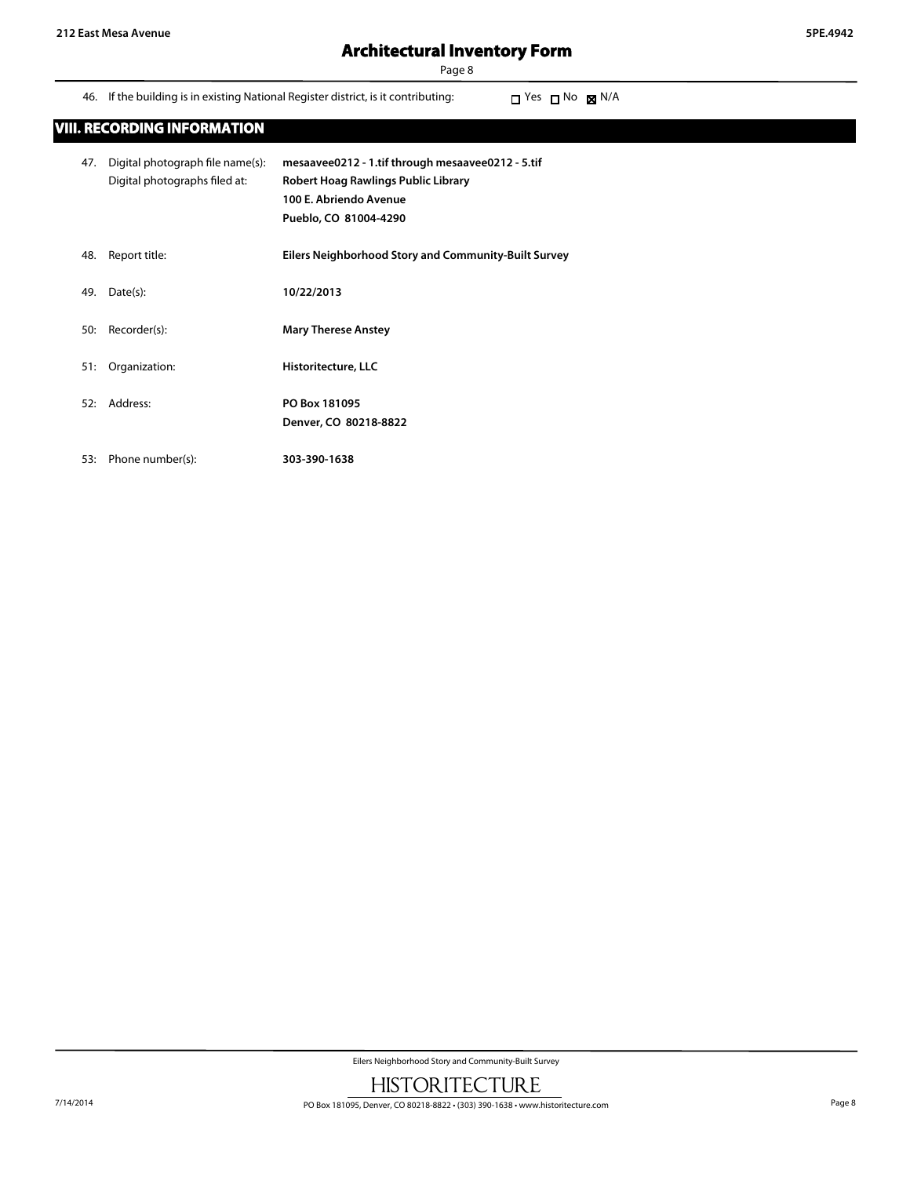46. If the building is in existing National Register district, is it contributing: ☐ Yes ☐ No ☒ N/A

## VIII. RECORDING INFORMATION

47. Digital photograph file name(s): **mesaavee0212 - 1.tif through mesaavee0212 - 5.tif**
    Digital photographs filed at: **Robert Hoag Rawlings Public Library**
    **100 E. Abriendo Avenue**
    **Pueblo, CO 81004-4290**

48. Report title: **Eilers Neighborhood Story and Community-Built Survey**

49. Date(s): **10/22/2013**

50: Recorder(s): **Mary Therese Anstey**

51: Organization: **Historitecture, LLC**

52: Address: **PO Box 181095**
    **Denver, CO 80218-8822**

53: Phone number(s): **303-390-1638**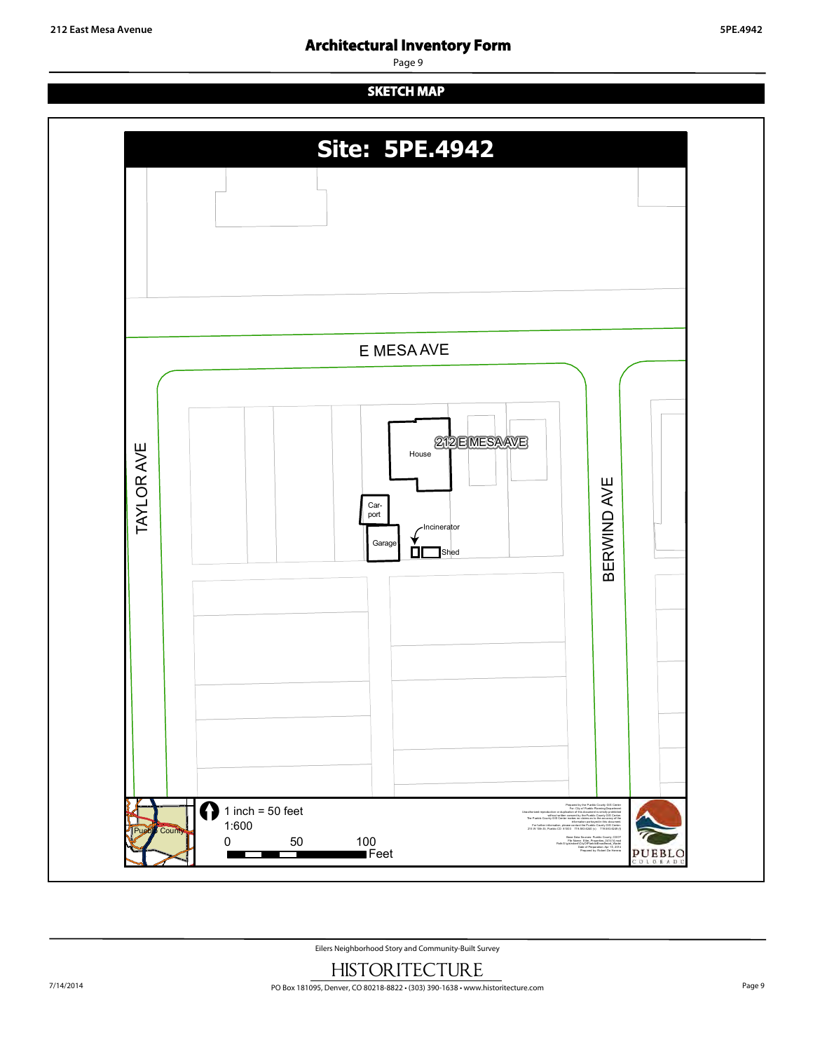## SKETCH MAP

**Site: 5PE.4942**

E MESA AVE

TAYLOR AVE

BERWIND AVE

212 E MESA AVE

House

Car-port

Garage

Incinerator

Shed

Pueblo County

1 inch = 50 feet

1:600

0 50 100 Feet

PUEBLO COLORADO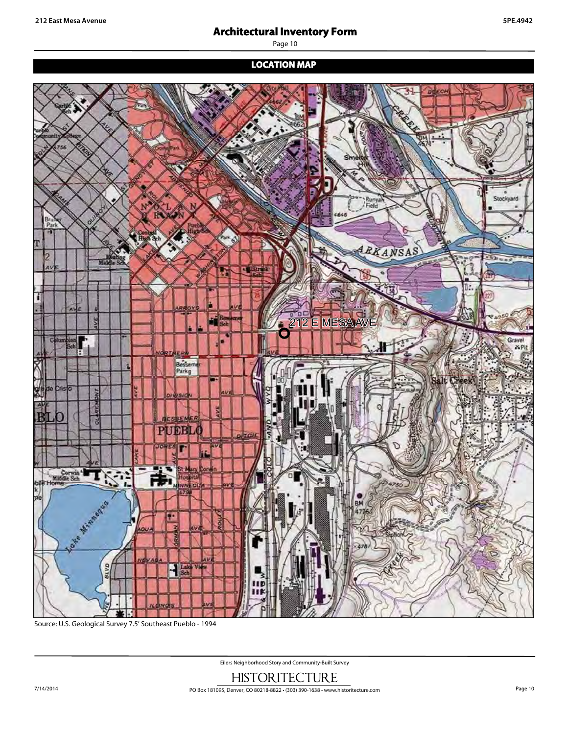## LOCATION MAP

212 E MESA AVE

Source: U.S. Geological Survey 7.5' Southeast Pueblo - 1994